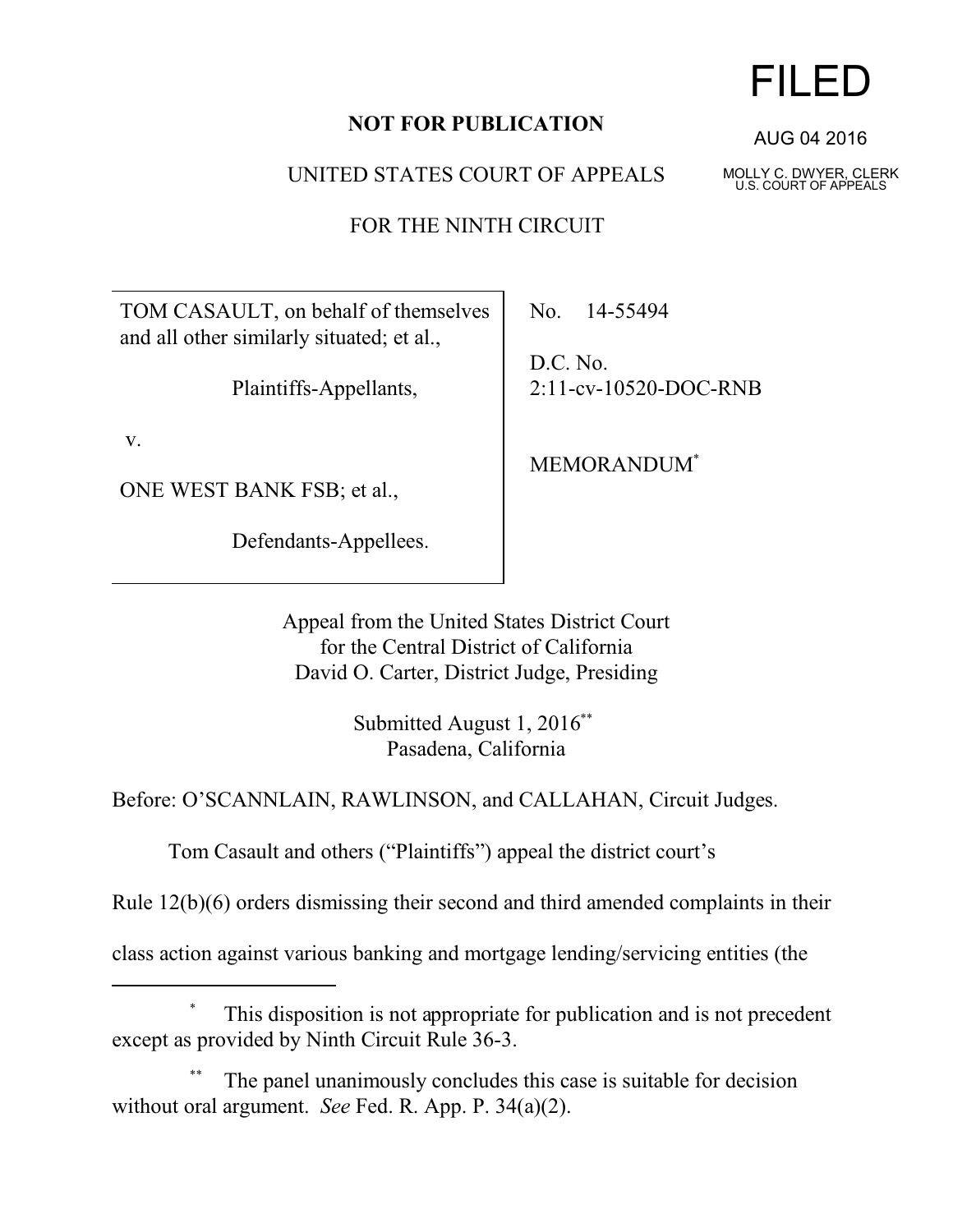**NOT FOR PUBLICATION**

FILED

AUG 04 2016

MOLLY C. DWYER, CLERK
U.S. COURT OF APPEALS

UNITED STATES COURT OF APPEALS

FOR THE NINTH CIRCUIT

| | |
|---|---|
| TOM CASAULT, on behalf of themselves and all other similarly situated; et al.,<br><br>Plaintiffs-Appellants,<br><br>v.<br><br>ONE WEST BANK FSB; et al.,<br><br>Defendants-Appellees. | No. 14-55494<br><br>D.C. No. 2:11-cv-10520-DOC-RNB<br><br>MEMORANDUM* |

Appeal from the United States District Court
for the Central District of California
David O. Carter, District Judge, Presiding

Submitted August 1, 2016**
Pasadena, California

Before: O'SCANNLAIN, RAWLINSON, and CALLAHAN, Circuit Judges.

Tom Casault and others ("Plaintiffs") appeal the district court's Rule 12(b)(6) orders dismissing their second and third amended complaints in their class action against various banking and mortgage lending/servicing entities (the

---

\* This disposition is not appropriate for publication and is not precedent except as provided by Ninth Circuit Rule 36-3.

\*\* The panel unanimously concludes this case is suitable for decision without oral argument. *See* Fed. R. App. P. 34(a)(2).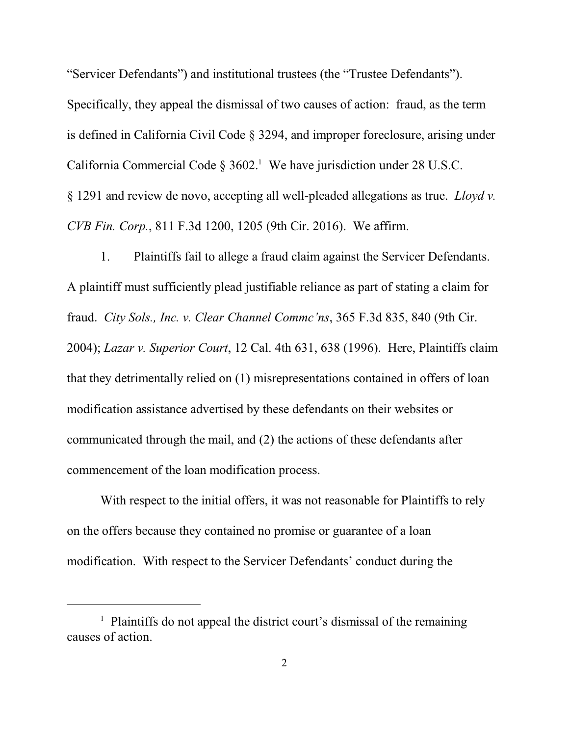"Servicer Defendants") and institutional trustees (the "Trustee Defendants"). Specifically, they appeal the dismissal of two causes of action: fraud, as the term is defined in California Civil Code § 3294, and improper foreclosure, arising under California Commercial Code § 3602.[1] We have jurisdiction under 28 U.S.C. § 1291 and review de novo, accepting all well-pleaded allegations as true. *Lloyd v. CVB Fin. Corp.*, 811 F.3d 1200, 1205 (9th Cir. 2016). We affirm.

1. Plaintiffs fail to allege a fraud claim against the Servicer Defendants. A plaintiff must sufficiently plead justifiable reliance as part of stating a claim for fraud. *City Sols., Inc. v. Clear Channel Commc'ns*, 365 F.3d 835, 840 (9th Cir. 2004); *Lazar v. Superior Court*, 12 Cal. 4th 631, 638 (1996). Here, Plaintiffs claim that they detrimentally relied on (1) misrepresentations contained in offers of loan modification assistance advertised by these defendants on their websites or communicated through the mail, and (2) the actions of these defendants after commencement of the loan modification process.

With respect to the initial offers, it was not reasonable for Plaintiffs to rely on the offers because they contained no promise or guarantee of a loan modification. With respect to the Servicer Defendants' conduct during the

[1] Plaintiffs do not appeal the district court's dismissal of the remaining causes of action.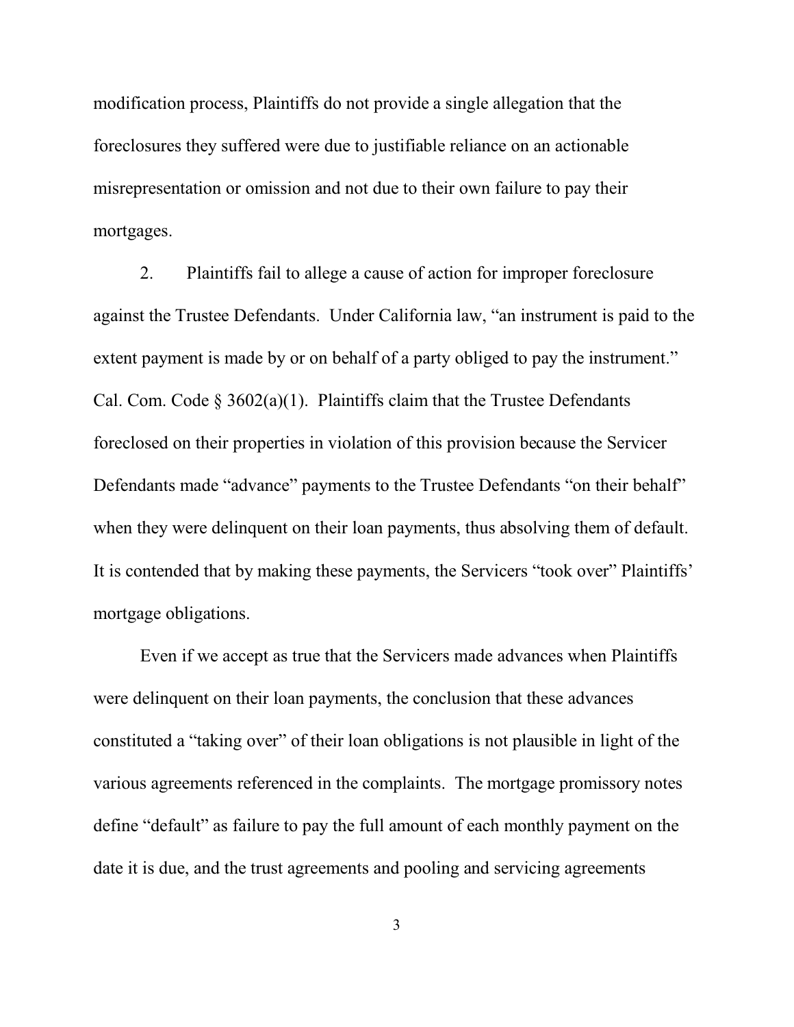modification process, Plaintiffs do not provide a single allegation that the foreclosures they suffered were due to justifiable reliance on an actionable misrepresentation or omission and not due to their own failure to pay their mortgages.

2. Plaintiffs fail to allege a cause of action for improper foreclosure against the Trustee Defendants. Under California law, "an instrument is paid to the extent payment is made by or on behalf of a party obliged to pay the instrument." Cal. Com. Code § 3602(a)(1). Plaintiffs claim that the Trustee Defendants foreclosed on their properties in violation of this provision because the Servicer Defendants made "advance" payments to the Trustee Defendants "on their behalf" when they were delinquent on their loan payments, thus absolving them of default. It is contended that by making these payments, the Servicers "took over" Plaintiffs' mortgage obligations.

Even if we accept as true that the Servicers made advances when Plaintiffs were delinquent on their loan payments, the conclusion that these advances constituted a "taking over" of their loan obligations is not plausible in light of the various agreements referenced in the complaints. The mortgage promissory notes define "default" as failure to pay the full amount of each monthly payment on the date it is due, and the trust agreements and pooling and servicing agreements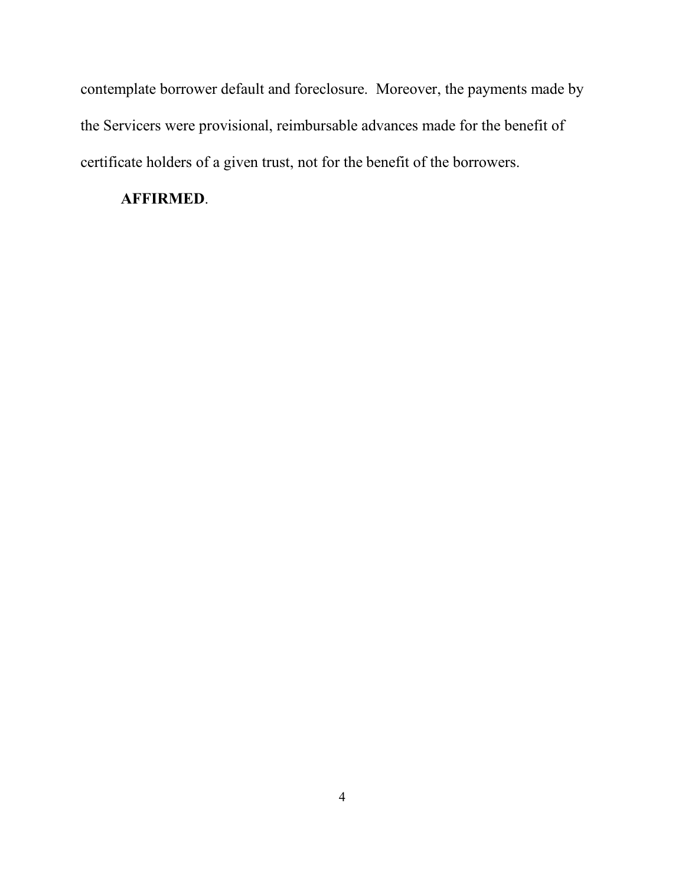contemplate borrower default and foreclosure. Moreover, the payments made by the Servicers were provisional, reimbursable advances made for the benefit of certificate holders of a given trust, not for the benefit of the borrowers.

**AFFIRMED**.